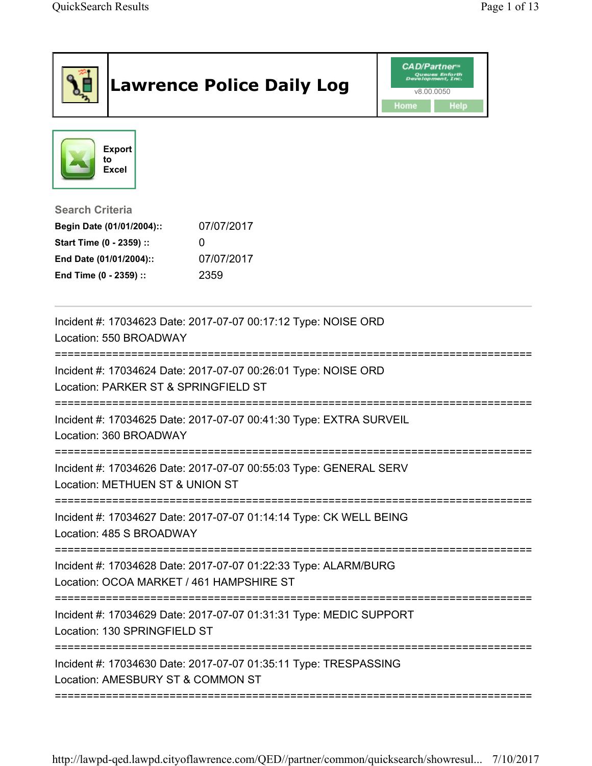# Lawrence Police Daily Log

CAD/Partner™ Queues Enforth Development, Inc.
v8.00.0050

Home | Help

Export to Excel

### Search Criteria

**Begin Date (01/01/2004)::** 07/07/2017
**Start Time (0 - 2359) ::** 0
**End Date (01/01/2004)::** 07/07/2017
**End Time (0 - 2359) ::** 2359

---

Incident #: 17034623 Date: 2017-07-07 00:17:12 Type: NOISE ORD
Location: 550 BROADWAY

===========================================================================

Incident #: 17034624 Date: 2017-07-07 00:26:01 Type: NOISE ORD
Location: PARKER ST & SPRINGFIELD ST

===========================================================================

Incident #: 17034625 Date: 2017-07-07 00:41:30 Type: EXTRA SURVEIL
Location: 360 BROADWAY

===========================================================================

Incident #: 17034626 Date: 2017-07-07 00:55:03 Type: GENERAL SERV
Location: METHUEN ST & UNION ST

===========================================================================

Incident #: 17034627 Date: 2017-07-07 01:14:14 Type: CK WELL BEING
Location: 485 S BROADWAY

===========================================================================

Incident #: 17034628 Date: 2017-07-07 01:22:33 Type: ALARM/BURG
Location: OCOA MARKET / 461 HAMPSHIRE ST

===========================================================================

Incident #: 17034629 Date: 2017-07-07 01:31:31 Type: MEDIC SUPPORT
Location: 130 SPRINGFIELD ST

===========================================================================

Incident #: 17034630 Date: 2017-07-07 01:35:11 Type: TRESPASSING
Location: AMESBURY ST & COMMON ST

===========================================================================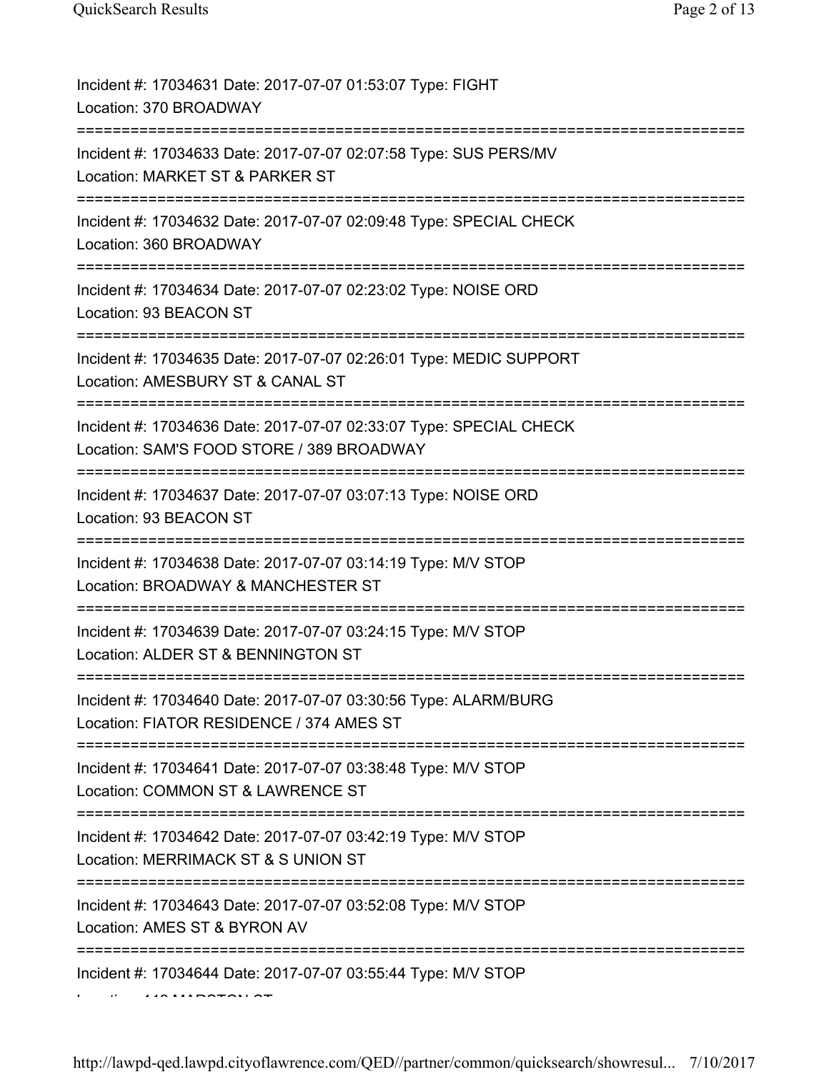Incident #: 17034631 Date: 2017-07-07 01:53:07 Type: FIGHT
Location: 370 BROADWAY

===========================================================================

Incident #: 17034633 Date: 2017-07-07 02:07:58 Type: SUS PERS/MV
Location: MARKET ST & PARKER ST

===========================================================================

Incident #: 17034632 Date: 2017-07-07 02:09:48 Type: SPECIAL CHECK
Location: 360 BROADWAY

===========================================================================

Incident #: 17034634 Date: 2017-07-07 02:23:02 Type: NOISE ORD
Location: 93 BEACON ST

===========================================================================

Incident #: 17034635 Date: 2017-07-07 02:26:01 Type: MEDIC SUPPORT
Location: AMESBURY ST & CANAL ST

===========================================================================

Incident #: 17034636 Date: 2017-07-07 02:33:07 Type: SPECIAL CHECK
Location: SAM'S FOOD STORE / 389 BROADWAY

===========================================================================

Incident #: 17034637 Date: 2017-07-07 03:07:13 Type: NOISE ORD
Location: 93 BEACON ST

===========================================================================

Incident #: 17034638 Date: 2017-07-07 03:14:19 Type: M/V STOP
Location: BROADWAY & MANCHESTER ST

===========================================================================

Incident #: 17034639 Date: 2017-07-07 03:24:15 Type: M/V STOP
Location: ALDER ST & BENNINGTON ST

===========================================================================

Incident #: 17034640 Date: 2017-07-07 03:30:56 Type: ALARM/BURG
Location: FIATOR RESIDENCE / 374 AMES ST

===========================================================================

Incident #: 17034641 Date: 2017-07-07 03:38:48 Type: M/V STOP
Location: COMMON ST & LAWRENCE ST

===========================================================================

Incident #: 17034642 Date: 2017-07-07 03:42:19 Type: M/V STOP
Location: MERRIMACK ST & S UNION ST

===========================================================================

Incident #: 17034643 Date: 2017-07-07 03:52:08 Type: M/V STOP
Location: AMES ST & BYRON AV

===========================================================================

Incident #: 17034644 Date: 2017-07-07 03:55:44 Type: M/V STOP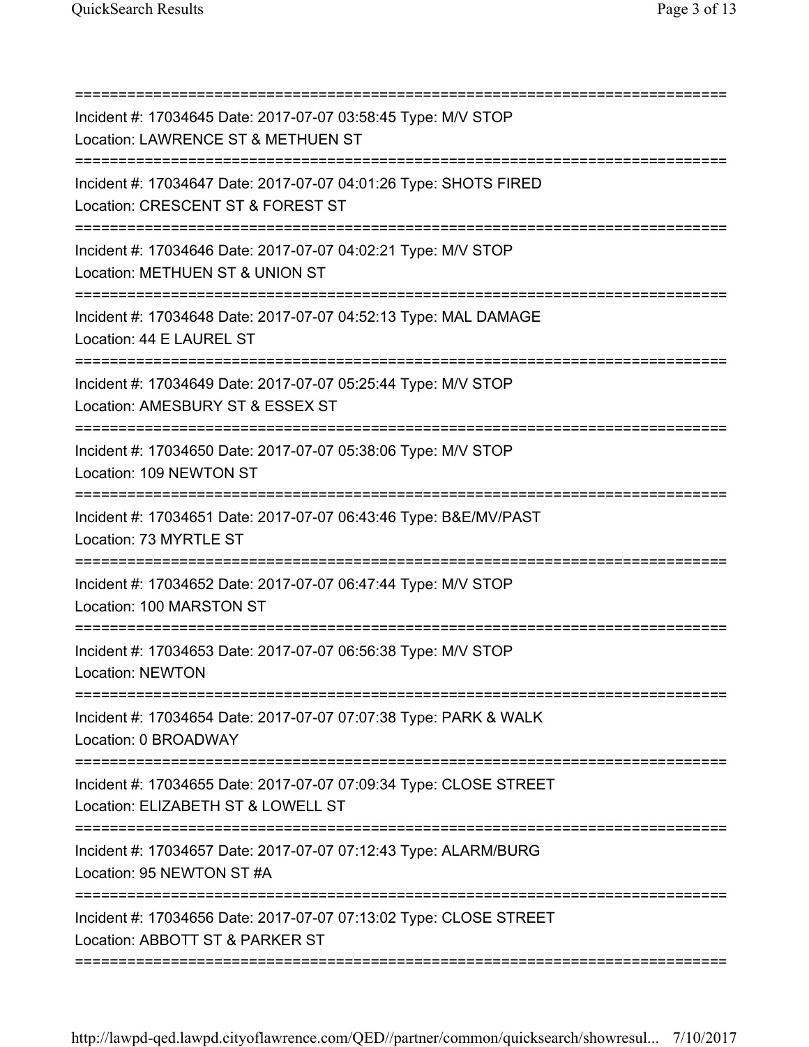===========================================================================

Incident #: 17034645 Date: 2017-07-07 03:58:45 Type: M/V STOP
Location: LAWRENCE ST & METHUEN ST

===========================================================================

Incident #: 17034647 Date: 2017-07-07 04:01:26 Type: SHOTS FIRED
Location: CRESCENT ST & FOREST ST

===========================================================================

Incident #: 17034646 Date: 2017-07-07 04:02:21 Type: M/V STOP
Location: METHUEN ST & UNION ST

===========================================================================

Incident #: 17034648 Date: 2017-07-07 04:52:13 Type: MAL DAMAGE
Location: 44 E LAUREL ST

===========================================================================

Incident #: 17034649 Date: 2017-07-07 05:25:44 Type: M/V STOP
Location: AMESBURY ST & ESSEX ST

===========================================================================

Incident #: 17034650 Date: 2017-07-07 05:38:06 Type: M/V STOP
Location: 109 NEWTON ST

===========================================================================

Incident #: 17034651 Date: 2017-07-07 06:43:46 Type: B&E/MV/PAST
Location: 73 MYRTLE ST

===========================================================================

Incident #: 17034652 Date: 2017-07-07 06:47:44 Type: M/V STOP
Location: 100 MARSTON ST

===========================================================================

Incident #: 17034653 Date: 2017-07-07 06:56:38 Type: M/V STOP
Location: NEWTON

===========================================================================

Incident #: 17034654 Date: 2017-07-07 07:07:38 Type: PARK & WALK
Location: 0 BROADWAY

===========================================================================

Incident #: 17034655 Date: 2017-07-07 07:09:34 Type: CLOSE STREET
Location: ELIZABETH ST & LOWELL ST

===========================================================================

Incident #: 17034657 Date: 2017-07-07 07:12:43 Type: ALARM/BURG
Location: 95 NEWTON ST #A

===========================================================================

Incident #: 17034656 Date: 2017-07-07 07:13:02 Type: CLOSE STREET
Location: ABBOTT ST & PARKER ST

===========================================================================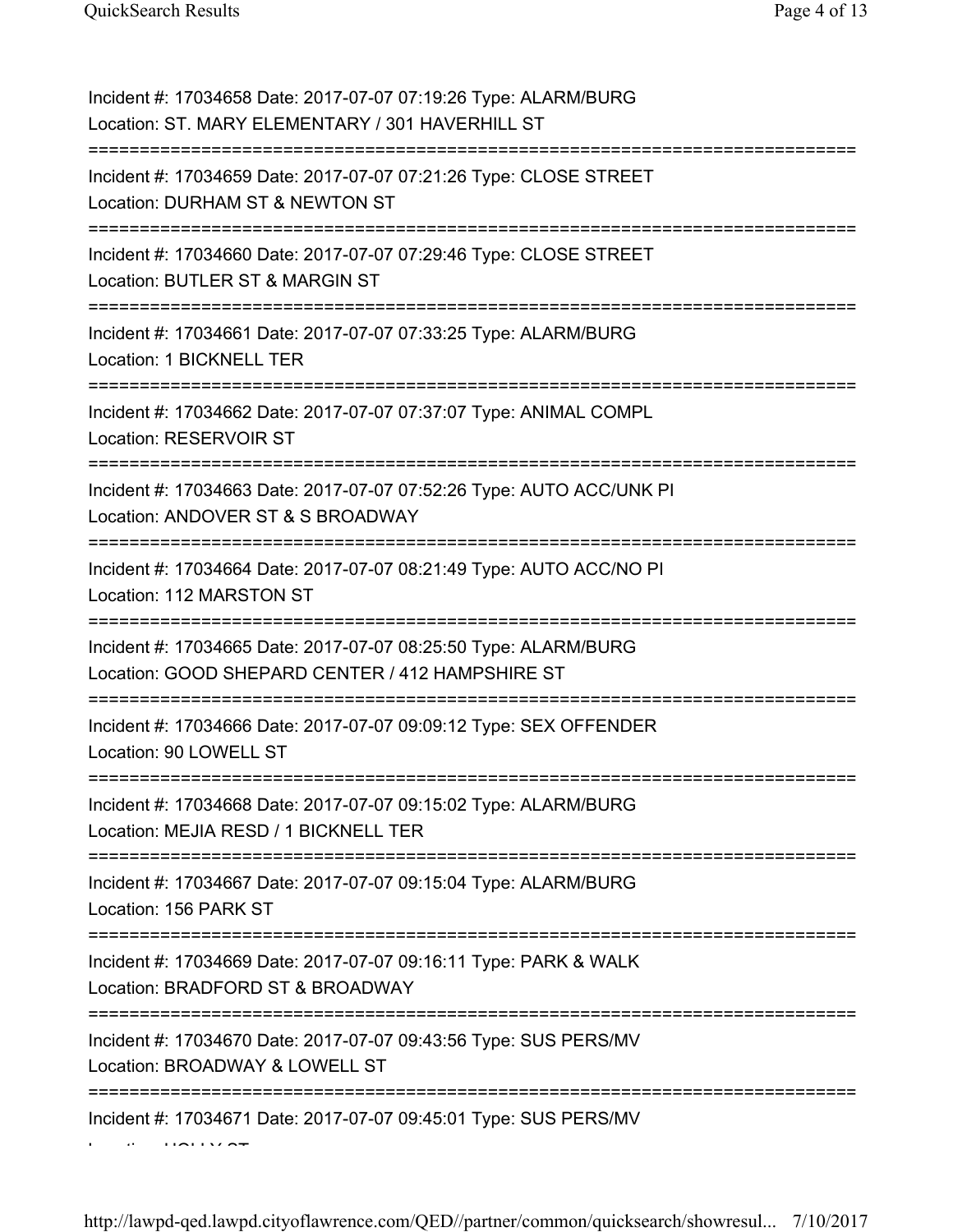Incident #: 17034658 Date: 2017-07-07 07:19:26 Type: ALARM/BURG
Location: ST. MARY ELEMENTARY / 301 HAVERHILL ST

===========================================================================

Incident #: 17034659 Date: 2017-07-07 07:21:26 Type: CLOSE STREET
Location: DURHAM ST & NEWTON ST

===========================================================================

Incident #: 17034660 Date: 2017-07-07 07:29:46 Type: CLOSE STREET
Location: BUTLER ST & MARGIN ST

===========================================================================

Incident #: 17034661 Date: 2017-07-07 07:33:25 Type: ALARM/BURG
Location: 1 BICKNELL TER

===========================================================================

Incident #: 17034662 Date: 2017-07-07 07:37:07 Type: ANIMAL COMPL
Location: RESERVOIR ST

===========================================================================

Incident #: 17034663 Date: 2017-07-07 07:52:26 Type: AUTO ACC/UNK PI
Location: ANDOVER ST & S BROADWAY

===========================================================================

Incident #: 17034664 Date: 2017-07-07 08:21:49 Type: AUTO ACC/NO PI
Location: 112 MARSTON ST

===========================================================================

Incident #: 17034665 Date: 2017-07-07 08:25:50 Type: ALARM/BURG
Location: GOOD SHEPARD CENTER / 412 HAMPSHIRE ST

===========================================================================

Incident #: 17034666 Date: 2017-07-07 09:09:12 Type: SEX OFFENDER
Location: 90 LOWELL ST

===========================================================================

Incident #: 17034668 Date: 2017-07-07 09:15:02 Type: ALARM/BURG
Location: MEJIA RESD / 1 BICKNELL TER

===========================================================================

Incident #: 17034667 Date: 2017-07-07 09:15:04 Type: ALARM/BURG
Location: 156 PARK ST

===========================================================================

Incident #: 17034669 Date: 2017-07-07 09:16:11 Type: PARK & WALK
Location: BRADFORD ST & BROADWAY

===========================================================================

Incident #: 17034670 Date: 2017-07-07 09:43:56 Type: SUS PERS/MV
Location: BROADWAY & LOWELL ST

===========================================================================

Incident #: 17034671 Date: 2017-07-07 09:45:01 Type: SUS PERS/MV
Location: HOLLY ST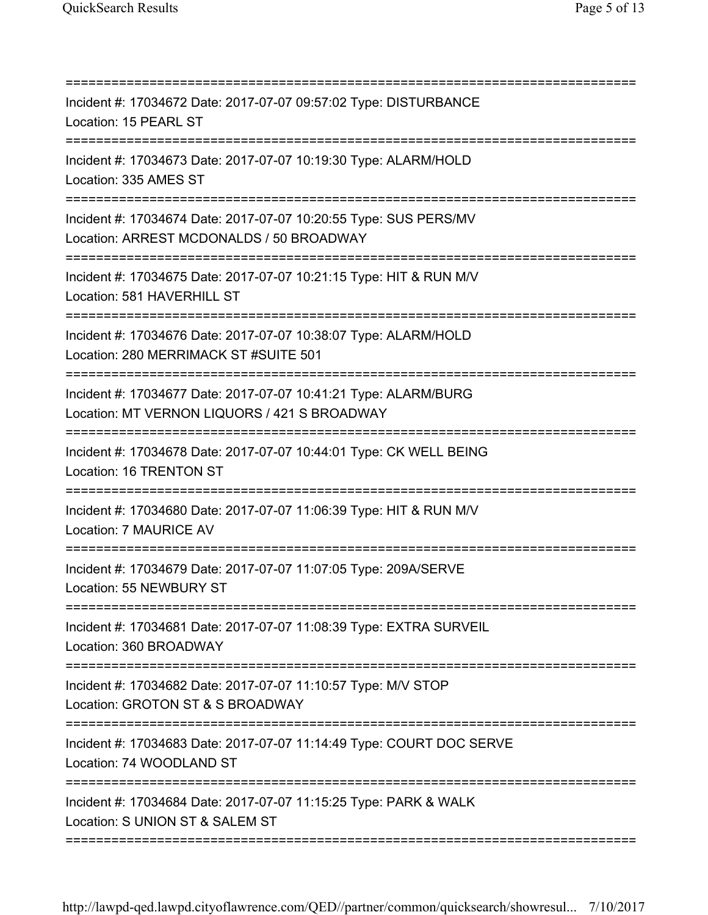===========================================================================
Incident #: 17034672 Date: 2017-07-07 09:57:02 Type: DISTURBANCE
Location: 15 PEARL ST
===========================================================================
Incident #: 17034673 Date: 2017-07-07 10:19:30 Type: ALARM/HOLD
Location: 335 AMES ST
===========================================================================
Incident #: 17034674 Date: 2017-07-07 10:20:55 Type: SUS PERS/MV
Location: ARREST MCDONALDS / 50 BROADWAY
===========================================================================
Incident #: 17034675 Date: 2017-07-07 10:21:15 Type: HIT & RUN M/V
Location: 581 HAVERHILL ST
===========================================================================
Incident #: 17034676 Date: 2017-07-07 10:38:07 Type: ALARM/HOLD
Location: 280 MERRIMACK ST #SUITE 501
===========================================================================
Incident #: 17034677 Date: 2017-07-07 10:41:21 Type: ALARM/BURG
Location: MT VERNON LIQUORS / 421 S BROADWAY
===========================================================================
Incident #: 17034678 Date: 2017-07-07 10:44:01 Type: CK WELL BEING
Location: 16 TRENTON ST
===========================================================================
Incident #: 17034680 Date: 2017-07-07 11:06:39 Type: HIT & RUN M/V
Location: 7 MAURICE AV
===========================================================================
Incident #: 17034679 Date: 2017-07-07 11:07:05 Type: 209A/SERVE
Location: 55 NEWBURY ST
===========================================================================
Incident #: 17034681 Date: 2017-07-07 11:08:39 Type: EXTRA SURVEIL
Location: 360 BROADWAY
===========================================================================
Incident #: 17034682 Date: 2017-07-07 11:10:57 Type: M/V STOP
Location: GROTON ST & S BROADWAY
===========================================================================
Incident #: 17034683 Date: 2017-07-07 11:14:49 Type: COURT DOC SERVE
Location: 74 WOODLAND ST
===========================================================================
Incident #: 17034684 Date: 2017-07-07 11:15:25 Type: PARK & WALK
Location: S UNION ST & SALEM ST
===========================================================================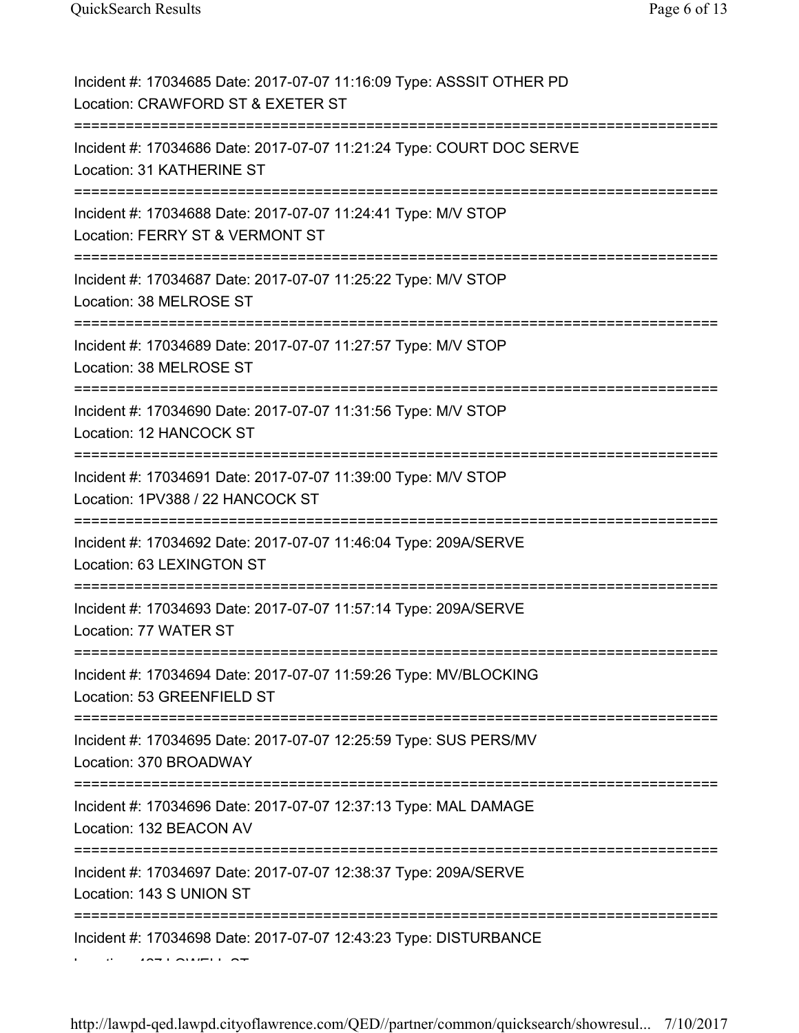Incident #: 17034685 Date: 2017-07-07 11:16:09 Type: ASSSIT OTHER PD
Location: CRAWFORD ST & EXETER ST
===========================================================================
Incident #: 17034686 Date: 2017-07-07 11:21:24 Type: COURT DOC SERVE
Location: 31 KATHERINE ST
===========================================================================
Incident #: 17034688 Date: 2017-07-07 11:24:41 Type: M/V STOP
Location: FERRY ST & VERMONT ST
===========================================================================
Incident #: 17034687 Date: 2017-07-07 11:25:22 Type: M/V STOP
Location: 38 MELROSE ST
===========================================================================
Incident #: 17034689 Date: 2017-07-07 11:27:57 Type: M/V STOP
Location: 38 MELROSE ST
===========================================================================
Incident #: 17034690 Date: 2017-07-07 11:31:56 Type: M/V STOP
Location: 12 HANCOCK ST
===========================================================================
Incident #: 17034691 Date: 2017-07-07 11:39:00 Type: M/V STOP
Location: 1PV388 / 22 HANCOCK ST
===========================================================================
Incident #: 17034692 Date: 2017-07-07 11:46:04 Type: 209A/SERVE
Location: 63 LEXINGTON ST
===========================================================================
Incident #: 17034693 Date: 2017-07-07 11:57:14 Type: 209A/SERVE
Location: 77 WATER ST
===========================================================================
Incident #: 17034694 Date: 2017-07-07 11:59:26 Type: MV/BLOCKING
Location: 53 GREENFIELD ST
===========================================================================
Incident #: 17034695 Date: 2017-07-07 12:25:59 Type: SUS PERS/MV
Location: 370 BROADWAY
===========================================================================
Incident #: 17034696 Date: 2017-07-07 12:37:13 Type: MAL DAMAGE
Location: 132 BEACON AV
===========================================================================
Incident #: 17034697 Date: 2017-07-07 12:38:37 Type: 209A/SERVE
Location: 143 S UNION ST
===========================================================================
Incident #: 17034698 Date: 2017-07-07 12:43:23 Type: DISTURBANCE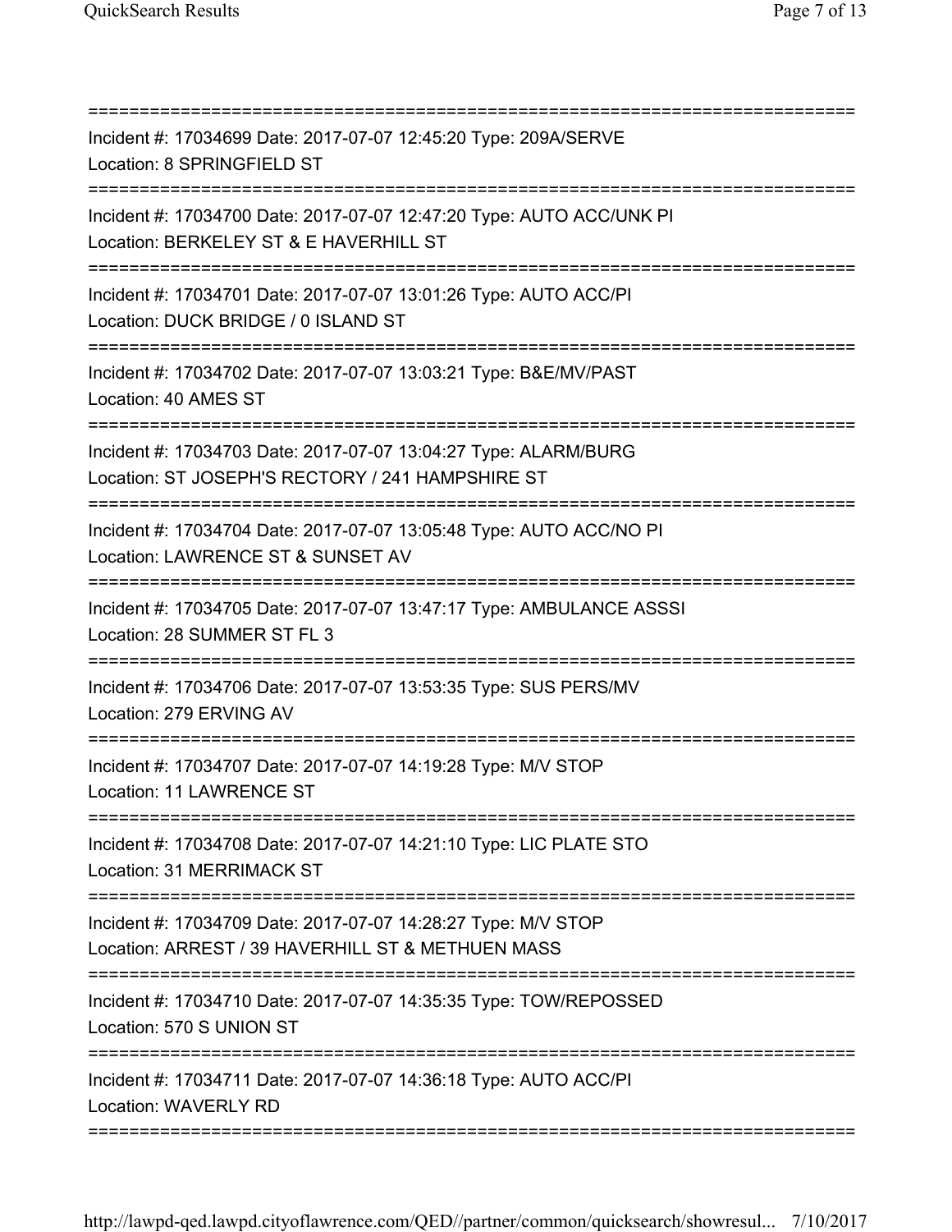===========================================================================

Incident #: 17034699 Date: 2017-07-07 12:45:20 Type: 209A/SERVE
Location: 8 SPRINGFIELD ST

===========================================================================

Incident #: 17034700 Date: 2017-07-07 12:47:20 Type: AUTO ACC/UNK PI
Location: BERKELEY ST & E HAVERHILL ST

===========================================================================

Incident #: 17034701 Date: 2017-07-07 13:01:26 Type: AUTO ACC/PI
Location: DUCK BRIDGE / 0 ISLAND ST

===========================================================================

Incident #: 17034702 Date: 2017-07-07 13:03:21 Type: B&E/MV/PAST
Location: 40 AMES ST

===========================================================================

Incident #: 17034703 Date: 2017-07-07 13:04:27 Type: ALARM/BURG
Location: ST JOSEPH'S RECTORY / 241 HAMPSHIRE ST

===========================================================================

Incident #: 17034704 Date: 2017-07-07 13:05:48 Type: AUTO ACC/NO PI
Location: LAWRENCE ST & SUNSET AV

===========================================================================

Incident #: 17034705 Date: 2017-07-07 13:47:17 Type: AMBULANCE ASSSI
Location: 28 SUMMER ST FL 3

===========================================================================

Incident #: 17034706 Date: 2017-07-07 13:53:35 Type: SUS PERS/MV
Location: 279 ERVING AV

===========================================================================

Incident #: 17034707 Date: 2017-07-07 14:19:28 Type: M/V STOP
Location: 11 LAWRENCE ST

===========================================================================

Incident #: 17034708 Date: 2017-07-07 14:21:10 Type: LIC PLATE STO
Location: 31 MERRIMACK ST

===========================================================================

Incident #: 17034709 Date: 2017-07-07 14:28:27 Type: M/V STOP
Location: ARREST / 39 HAVERHILL ST & METHUEN MASS

===========================================================================

Incident #: 17034710 Date: 2017-07-07 14:35:35 Type: TOW/REPOSSED
Location: 570 S UNION ST

===========================================================================

Incident #: 17034711 Date: 2017-07-07 14:36:18 Type: AUTO ACC/PI
Location: WAVERLY RD

===========================================================================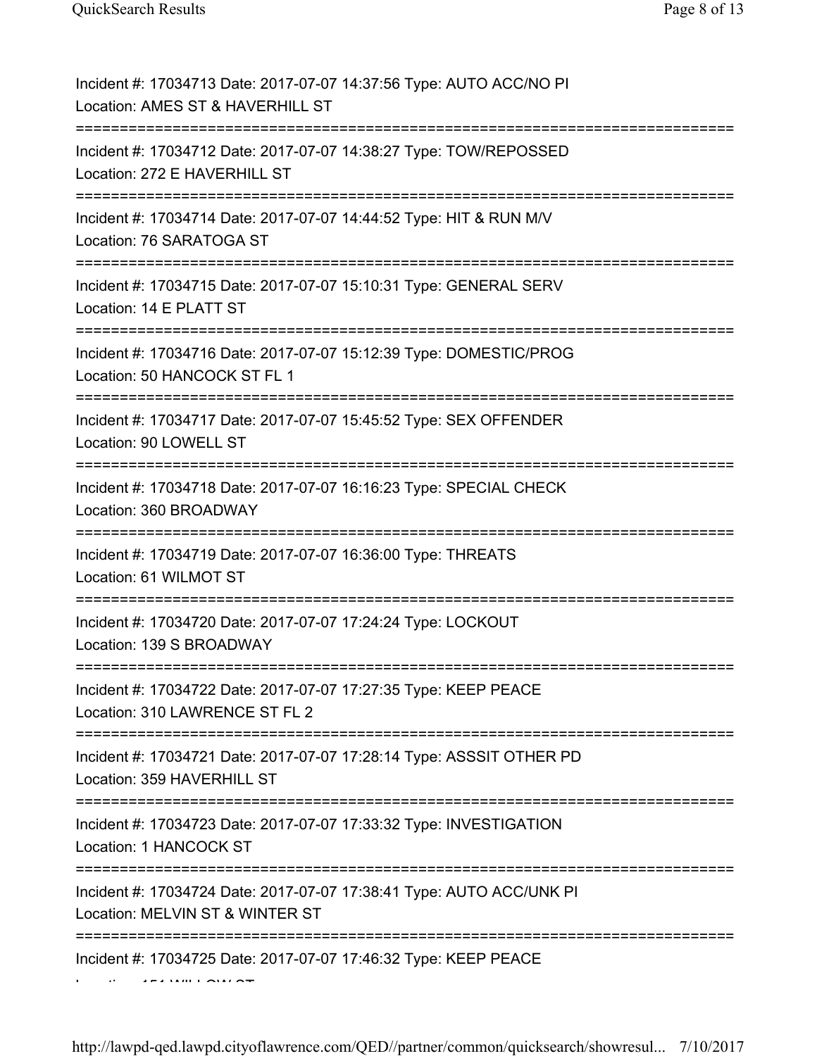Incident #: 17034713 Date: 2017-07-07 14:37:56 Type: AUTO ACC/NO PI
Location: AMES ST & HAVERHILL ST

===========================================================================

Incident #: 17034712 Date: 2017-07-07 14:38:27 Type: TOW/REPOSSED
Location: 272 E HAVERHILL ST

===========================================================================

Incident #: 17034714 Date: 2017-07-07 14:44:52 Type: HIT & RUN M/V
Location: 76 SARATOGA ST

===========================================================================

Incident #: 17034715 Date: 2017-07-07 15:10:31 Type: GENERAL SERV
Location: 14 E PLATT ST

===========================================================================

Incident #: 17034716 Date: 2017-07-07 15:12:39 Type: DOMESTIC/PROG
Location: 50 HANCOCK ST FL 1

===========================================================================

Incident #: 17034717 Date: 2017-07-07 15:45:52 Type: SEX OFFENDER
Location: 90 LOWELL ST

===========================================================================

Incident #: 17034718 Date: 2017-07-07 16:16:23 Type: SPECIAL CHECK
Location: 360 BROADWAY

===========================================================================

Incident #: 17034719 Date: 2017-07-07 16:36:00 Type: THREATS
Location: 61 WILMOT ST

===========================================================================

Incident #: 17034720 Date: 2017-07-07 17:24:24 Type: LOCKOUT
Location: 139 S BROADWAY

===========================================================================

Incident #: 17034722 Date: 2017-07-07 17:27:35 Type: KEEP PEACE
Location: 310 LAWRENCE ST FL 2

===========================================================================

Incident #: 17034721 Date: 2017-07-07 17:28:14 Type: ASSSIT OTHER PD
Location: 359 HAVERHILL ST

===========================================================================

Incident #: 17034723 Date: 2017-07-07 17:33:32 Type: INVESTIGATION
Location: 1 HANCOCK ST

===========================================================================

Incident #: 17034724 Date: 2017-07-07 17:38:41 Type: AUTO ACC/UNK PI
Location: MELVIN ST & WINTER ST

===========================================================================

Incident #: 17034725 Date: 2017-07-07 17:46:32 Type: KEEP PEACE
Location: 151 WILLOW ST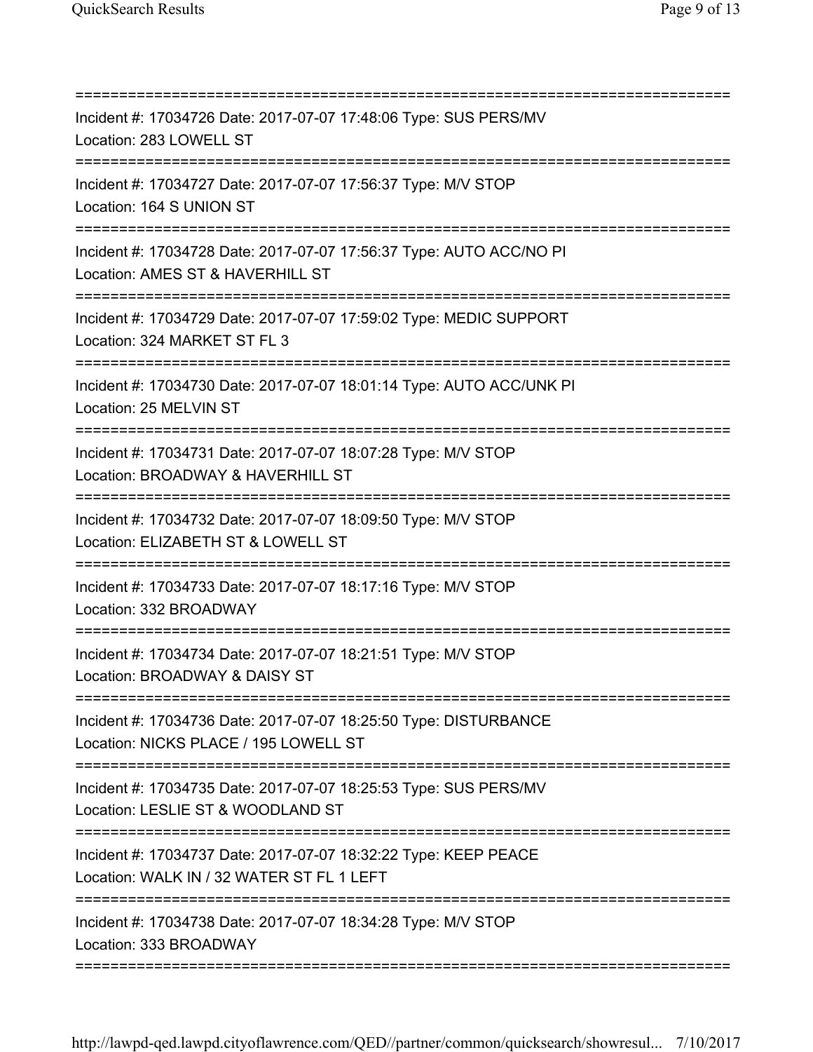===========================================================================
Incident #: 17034726 Date: 2017-07-07 17:48:06 Type: SUS PERS/MV
Location: 283 LOWELL ST
===========================================================================
Incident #: 17034727 Date: 2017-07-07 17:56:37 Type: M/V STOP
Location: 164 S UNION ST
===========================================================================
Incident #: 17034728 Date: 2017-07-07 17:56:37 Type: AUTO ACC/NO PI
Location: AMES ST & HAVERHILL ST
===========================================================================
Incident #: 17034729 Date: 2017-07-07 17:59:02 Type: MEDIC SUPPORT
Location: 324 MARKET ST FL 3
===========================================================================
Incident #: 17034730 Date: 2017-07-07 18:01:14 Type: AUTO ACC/UNK PI
Location: 25 MELVIN ST
===========================================================================
Incident #: 17034731 Date: 2017-07-07 18:07:28 Type: M/V STOP
Location: BROADWAY & HAVERHILL ST
===========================================================================
Incident #: 17034732 Date: 2017-07-07 18:09:50 Type: M/V STOP
Location: ELIZABETH ST & LOWELL ST
===========================================================================
Incident #: 17034733 Date: 2017-07-07 18:17:16 Type: M/V STOP
Location: 332 BROADWAY
===========================================================================
Incident #: 17034734 Date: 2017-07-07 18:21:51 Type: M/V STOP
Location: BROADWAY & DAISY ST
===========================================================================
Incident #: 17034736 Date: 2017-07-07 18:25:50 Type: DISTURBANCE
Location: NICKS PLACE / 195 LOWELL ST
===========================================================================
Incident #: 17034735 Date: 2017-07-07 18:25:53 Type: SUS PERS/MV
Location: LESLIE ST & WOODLAND ST
===========================================================================
Incident #: 17034737 Date: 2017-07-07 18:32:22 Type: KEEP PEACE
Location: WALK IN / 32 WATER ST FL 1 LEFT
===========================================================================
Incident #: 17034738 Date: 2017-07-07 18:34:28 Type: M/V STOP
Location: 333 BROADWAY
===========================================================================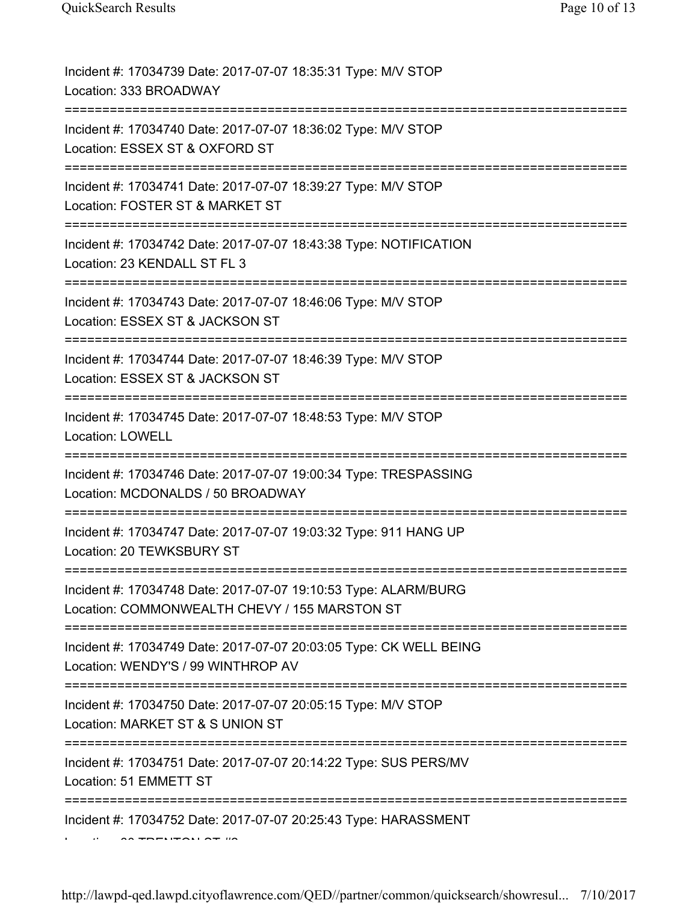Incident #: 17034739 Date: 2017-07-07 18:35:31 Type: M/V STOP
Location: 333 BROADWAY
===========================================================================
Incident #: 17034740 Date: 2017-07-07 18:36:02 Type: M/V STOP
Location: ESSEX ST & OXFORD ST
===========================================================================
Incident #: 17034741 Date: 2017-07-07 18:39:27 Type: M/V STOP
Location: FOSTER ST & MARKET ST
===========================================================================
Incident #: 17034742 Date: 2017-07-07 18:43:38 Type: NOTIFICATION
Location: 23 KENDALL ST FL 3
===========================================================================
Incident #: 17034743 Date: 2017-07-07 18:46:06 Type: M/V STOP
Location: ESSEX ST & JACKSON ST
===========================================================================
Incident #: 17034744 Date: 2017-07-07 18:46:39 Type: M/V STOP
Location: ESSEX ST & JACKSON ST
===========================================================================
Incident #: 17034745 Date: 2017-07-07 18:48:53 Type: M/V STOP
Location: LOWELL
===========================================================================
Incident #: 17034746 Date: 2017-07-07 19:00:34 Type: TRESPASSING
Location: MCDONALDS / 50 BROADWAY
===========================================================================
Incident #: 17034747 Date: 2017-07-07 19:03:32 Type: 911 HANG UP
Location: 20 TEWKSBURY ST
===========================================================================
Incident #: 17034748 Date: 2017-07-07 19:10:53 Type: ALARM/BURG
Location: COMMONWEALTH CHEVY / 155 MARSTON ST
===========================================================================
Incident #: 17034749 Date: 2017-07-07 20:03:05 Type: CK WELL BEING
Location: WENDY'S / 99 WINTHROP AV
===========================================================================
Incident #: 17034750 Date: 2017-07-07 20:05:15 Type: M/V STOP
Location: MARKET ST & S UNION ST
===========================================================================
Incident #: 17034751 Date: 2017-07-07 20:14:22 Type: SUS PERS/MV
Location: 51 EMMETT ST
===========================================================================
Incident #: 17034752 Date: 2017-07-07 20:25:43 Type: HARASSMENT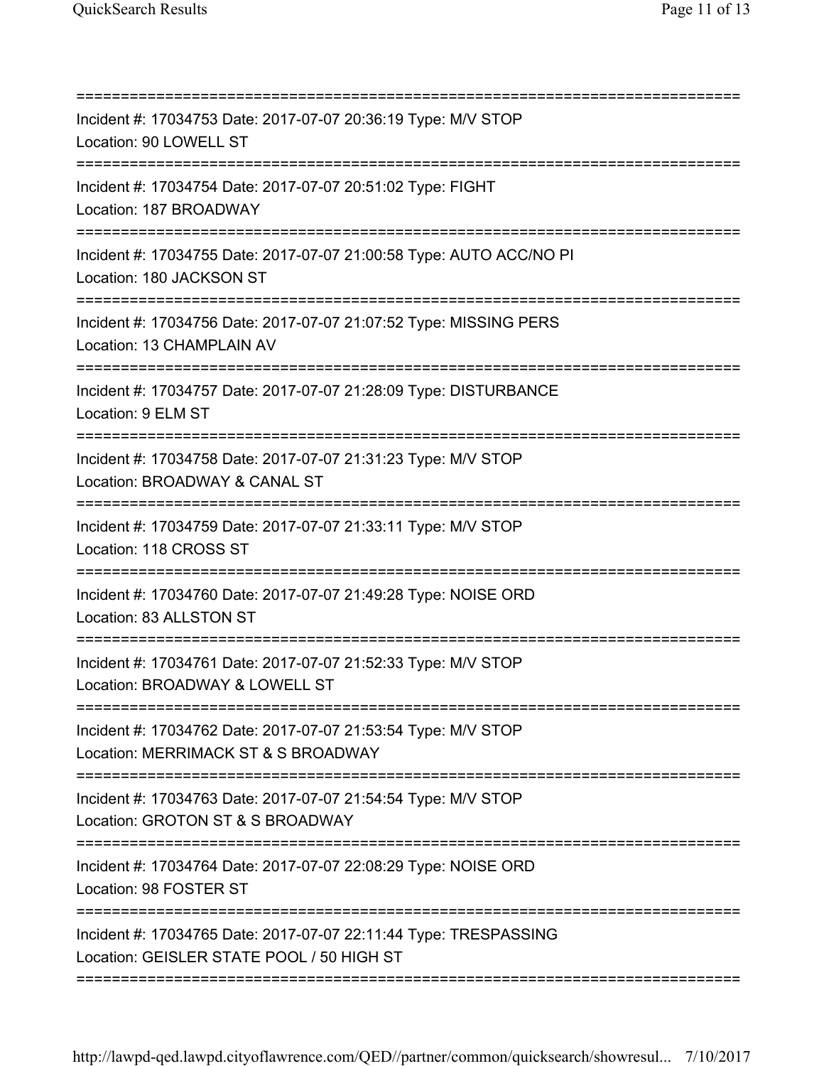Incident #: 17034753 Date: 2017-07-07 20:36:19 Type: M/V STOP
Location: 90 LOWELL ST

Incident #: 17034754 Date: 2017-07-07 20:51:02 Type: FIGHT
Location: 187 BROADWAY

Incident #: 17034755 Date: 2017-07-07 21:00:58 Type: AUTO ACC/NO PI
Location: 180 JACKSON ST

Incident #: 17034756 Date: 2017-07-07 21:07:52 Type: MISSING PERS
Location: 13 CHAMPLAIN AV

Incident #: 17034757 Date: 2017-07-07 21:28:09 Type: DISTURBANCE
Location: 9 ELM ST

Incident #: 17034758 Date: 2017-07-07 21:31:23 Type: M/V STOP
Location: BROADWAY & CANAL ST

Incident #: 17034759 Date: 2017-07-07 21:33:11 Type: M/V STOP
Location: 118 CROSS ST

Incident #: 17034760 Date: 2017-07-07 21:49:28 Type: NOISE ORD
Location: 83 ALLSTON ST

Incident #: 17034761 Date: 2017-07-07 21:52:33 Type: M/V STOP
Location: BROADWAY & LOWELL ST

Incident #: 17034762 Date: 2017-07-07 21:53:54 Type: M/V STOP
Location: MERRIMACK ST & S BROADWAY

Incident #: 17034763 Date: 2017-07-07 21:54:54 Type: M/V STOP
Location: GROTON ST & S BROADWAY

Incident #: 17034764 Date: 2017-07-07 22:08:29 Type: NOISE ORD
Location: 98 FOSTER ST

Incident #: 17034765 Date: 2017-07-07 22:11:44 Type: TRESPASSING
Location: GEISLER STATE POOL / 50 HIGH ST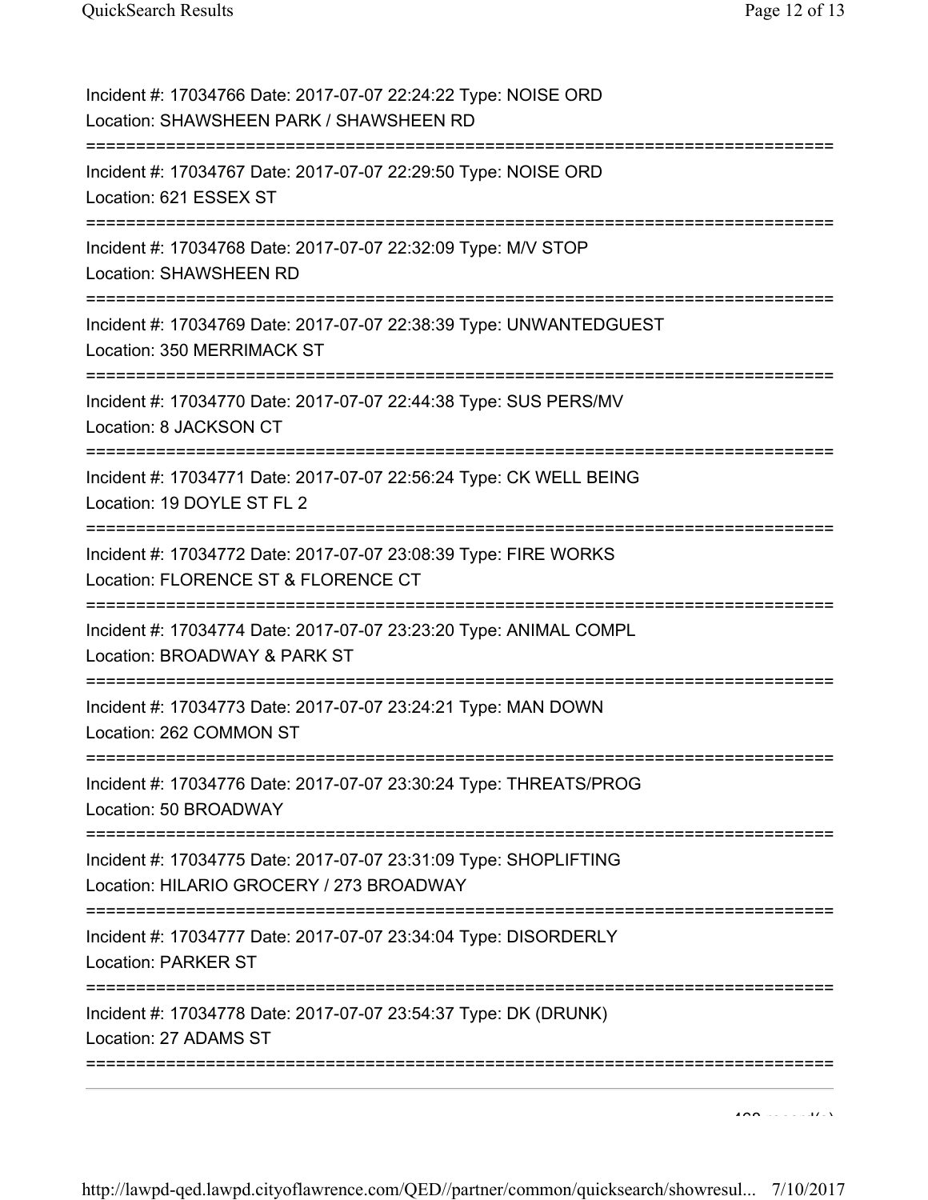Incident #: 17034766 Date: 2017-07-07 22:24:22 Type: NOISE ORD
Location: SHAWSHEEN PARK / SHAWSHEEN RD

===========================================================================

Incident #: 17034767 Date: 2017-07-07 22:29:50 Type: NOISE ORD
Location: 621 ESSEX ST

===========================================================================

Incident #: 17034768 Date: 2017-07-07 22:32:09 Type: M/V STOP
Location: SHAWSHEEN RD

===========================================================================

Incident #: 17034769 Date: 2017-07-07 22:38:39 Type: UNWANTEDGUEST
Location: 350 MERRIMACK ST

===========================================================================

Incident #: 17034770 Date: 2017-07-07 22:44:38 Type: SUS PERS/MV
Location: 8 JACKSON CT

===========================================================================

Incident #: 17034771 Date: 2017-07-07 22:56:24 Type: CK WELL BEING
Location: 19 DOYLE ST FL 2

===========================================================================

Incident #: 17034772 Date: 2017-07-07 23:08:39 Type: FIRE WORKS
Location: FLORENCE ST & FLORENCE CT

===========================================================================

Incident #: 17034774 Date: 2017-07-07 23:23:20 Type: ANIMAL COMPL
Location: BROADWAY & PARK ST

===========================================================================

Incident #: 17034773 Date: 2017-07-07 23:24:21 Type: MAN DOWN
Location: 262 COMMON ST

===========================================================================

Incident #: 17034776 Date: 2017-07-07 23:30:24 Type: THREATS/PROG
Location: 50 BROADWAY

===========================================================================

Incident #: 17034775 Date: 2017-07-07 23:31:09 Type: SHOPLIFTING
Location: HILARIO GROCERY / 273 BROADWAY

===========================================================================

Incident #: 17034777 Date: 2017-07-07 23:34:04 Type: DISORDERLY
Location: PARKER ST

===========================================================================

Incident #: 17034778 Date: 2017-07-07 23:54:37 Type: DK (DRUNK)
Location: 27 ADAMS ST

===========================================================================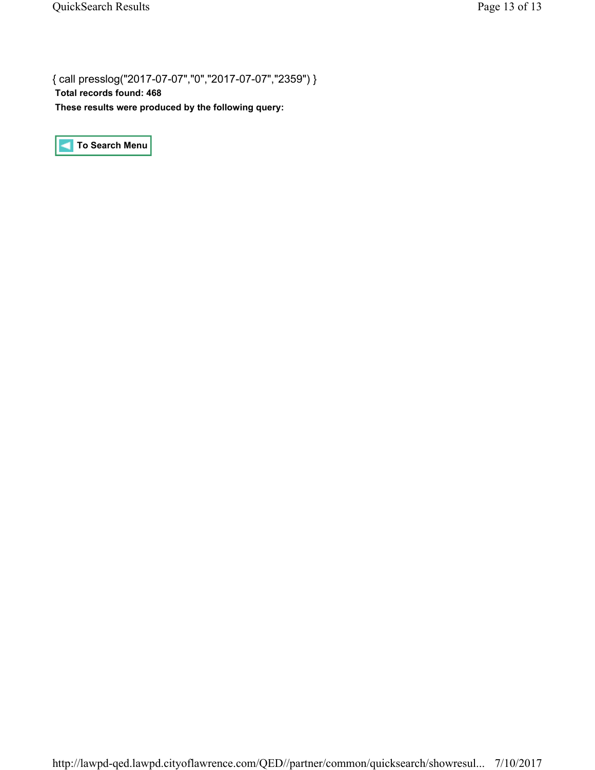```
{ call presslog("2017-07-07","0","2017-07-07","2359") }
```

**Total records found: 468**

**These results were produced by the following query:**

**To Search Menu**